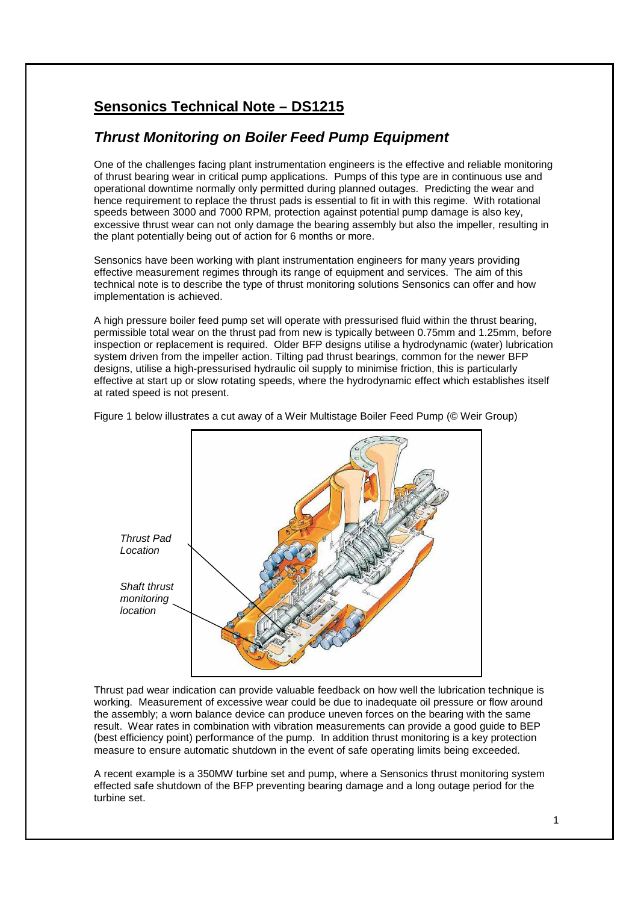# Sensonics Technical Note – DS1215

## *Thrust Monitoring on Boiler Feed Pump Equipment*

One of the challenges facing plant instrumentation engineers is the effective and reliable monitoring of thrust bearing wear in critical pump applications. Pumps of this type are in continuous use and operational downtime normally only permitted during planned outages. Predicting the wear and hence requirement to replace the thrust pads is essential to fit in with this regime. With rotational speeds between 3000 and 7000 RPM, protection against potential pump damage is also key, excessive thrust wear can not only damage the bearing assembly but also the impeller, resulting in the plant potentially being out of action for 6 months or more.

Sensonics have been working with plant instrumentation engineers for many years providing effective measurement regimes through its range of equipment and services. The aim of this technical note is to describe the type of thrust monitoring solutions Sensonics can offer and how implementation is achieved.

A high pressure boiler feed pump set will operate with pressurised fluid within the thrust bearing, permissible total wear on the thrust pad from new is typically between 0.75mm and 1.25mm, before inspection or replacement is required. Older BFP designs utilise a hydrodynamic (water) lubrication system driven from the impeller action. Tilting pad thrust bearings, common for the newer BFP designs, utilise a high-pressurised hydraulic oil supply to minimise friction, this is particularly effective at start up or slow rotating speeds, where the hydrodynamic effect which establishes itself at rated speed is not present.

Figure 1 below illustrates a cut away of a Weir Multistage Boiler Feed Pump (© Weir Group)

*Thrust Pad Location*

*Shaft thrust monitoring location*

Thrust pad wear indication can provide valuable feedback on how well the lubrication technique is working. Measurement of excessive wear could be due to inadequate oil pressure or flow around the assembly; a worn balance device can produce uneven forces on the bearing with the same result. Wear rates in combination with vibration measurements can provide a good guide to BEP (best efficiency point) performance of the pump. In addition thrust monitoring is a key protection measure to ensure automatic shutdown in the event of safe operating limits being exceeded.

A recent example is a 350MW turbine set and pump, where a Sensonics thrust monitoring system effected safe shutdown of the BFP preventing bearing damage and a long outage period for the turbine set.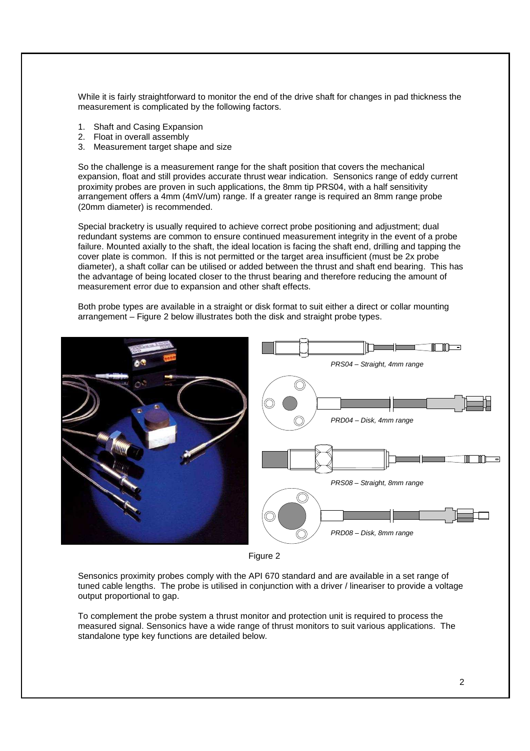While it is fairly straightforward to monitor the end of the drive shaft for changes in pad thickness the measurement is complicated by the following factors.

1. Shaft and Casing Expansion
2. Float in overall assembly
3. Measurement target shape and size

So the challenge is a measurement range for the shaft position that covers the mechanical expansion, float and still provides accurate thrust wear indication. Sensonics range of eddy current proximity probes are proven in such applications, the 8mm tip PRS04, with a half sensitivity arrangement offers a 4mm (4mV/um) range. If a greater range is required an 8mm range probe (20mm diameter) is recommended.

Special bracketry is usually required to achieve correct probe positioning and adjustment; dual redundant systems are common to ensure continued measurement integrity in the event of a probe failure. Mounted axially to the shaft, the ideal location is facing the shaft end, drilling and tapping the cover plate is common. If this is not permitted or the target area insufficient (must be 2x probe diameter), a shaft collar can be utilised or added between the thrust and shaft end bearing. This has the advantage of being located closer to the thrust bearing and therefore reducing the amount of measurement error due to expansion and other shaft effects.

Both probe types are available in a straight or disk format to suit either a direct or collar mounting arrangement – Figure 2 below illustrates both the disk and straight probe types.

*PRS04 – Straight, 4mm range*

*PRD04 – Disk, 4mm range*

*PRS08 – Straight, 8mm range*

*PRD08 – Disk, 8mm range*

Figure 2

Sensonics proximity probes comply with the API 670 standard and are available in a set range of tuned cable lengths. The probe is utilised in conjunction with a driver / lineariser to provide a voltage output proportional to gap.

To complement the probe system a thrust monitor and protection unit is required to process the measured signal. Sensonics have a wide range of thrust monitors to suit various applications. The standalone type key functions are detailed below.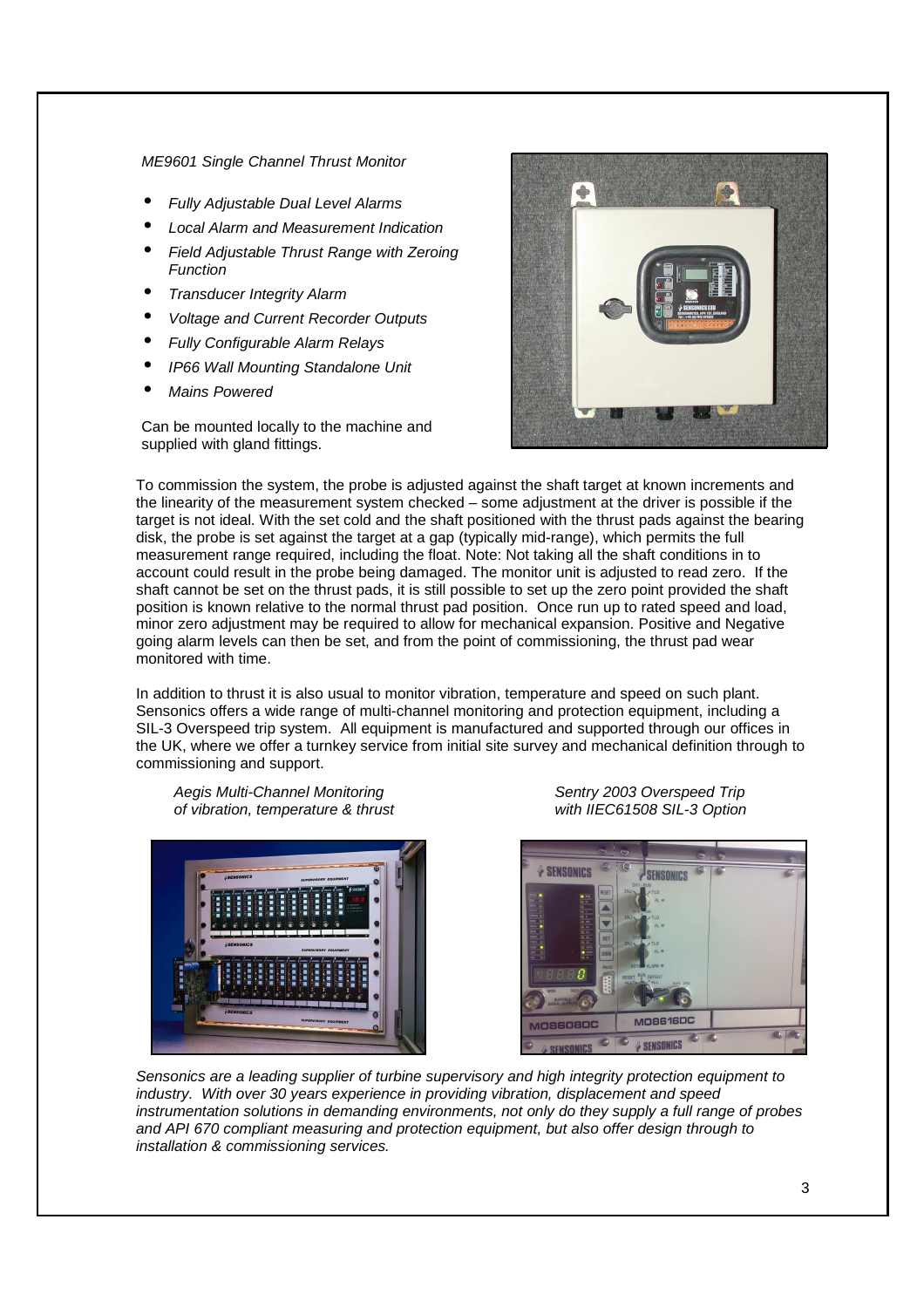*ME9601 Single Channel Thrust Monitor*

- *Fully Adjustable Dual Level Alarms*
- *Local Alarm and Measurement Indication*
- *Field Adjustable Thrust Range with Zeroing Function*
- *Transducer Integrity Alarm*
- *Voltage and Current Recorder Outputs*
- *Fully Configurable Alarm Relays*
- *IP66 Wall Mounting Standalone Unit*
- *Mains Powered*

Can be mounted locally to the machine and supplied with gland fittings.

To commission the system, the probe is adjusted against the shaft target at known increments and the linearity of the measurement system checked – some adjustment at the driver is possible if the target is not ideal. With the set cold and the shaft positioned with the thrust pads against the bearing disk, the probe is set against the target at a gap (typically mid-range), which permits the full measurement range required, including the float. Note: Not taking all the shaft conditions in to account could result in the probe being damaged. The monitor unit is adjusted to read zero. If the shaft cannot be set on the thrust pads, it is still possible to set up the zero point provided the shaft position is known relative to the normal thrust pad position. Once run up to rated speed and load, minor zero adjustment may be required to allow for mechanical expansion. Positive and Negative going alarm levels can then be set, and from the point of commissioning, the thrust pad wear monitored with time.

In addition to thrust it is also usual to monitor vibration, temperature and speed on such plant. Sensonics offers a wide range of multi-channel monitoring and protection equipment, including a SIL-3 Overspeed trip system. All equipment is manufactured and supported through our offices in the UK, where we offer a turnkey service from initial site survey and mechanical definition through to commissioning and support.

*Aegis Multi-Channel Monitoring of vibration, temperature & thrust*

*Sentry 2003 Overspeed Trip with IIEC61508 SIL-3 Option*

*Sensonics are a leading supplier of turbine supervisory and high integrity protection equipment to industry. With over 30 years experience in providing vibration, displacement and speed instrumentation solutions in demanding environments, not only do they supply a full range of probes and API 670 compliant measuring and protection equipment, but also offer design through to installation & commissioning services.*